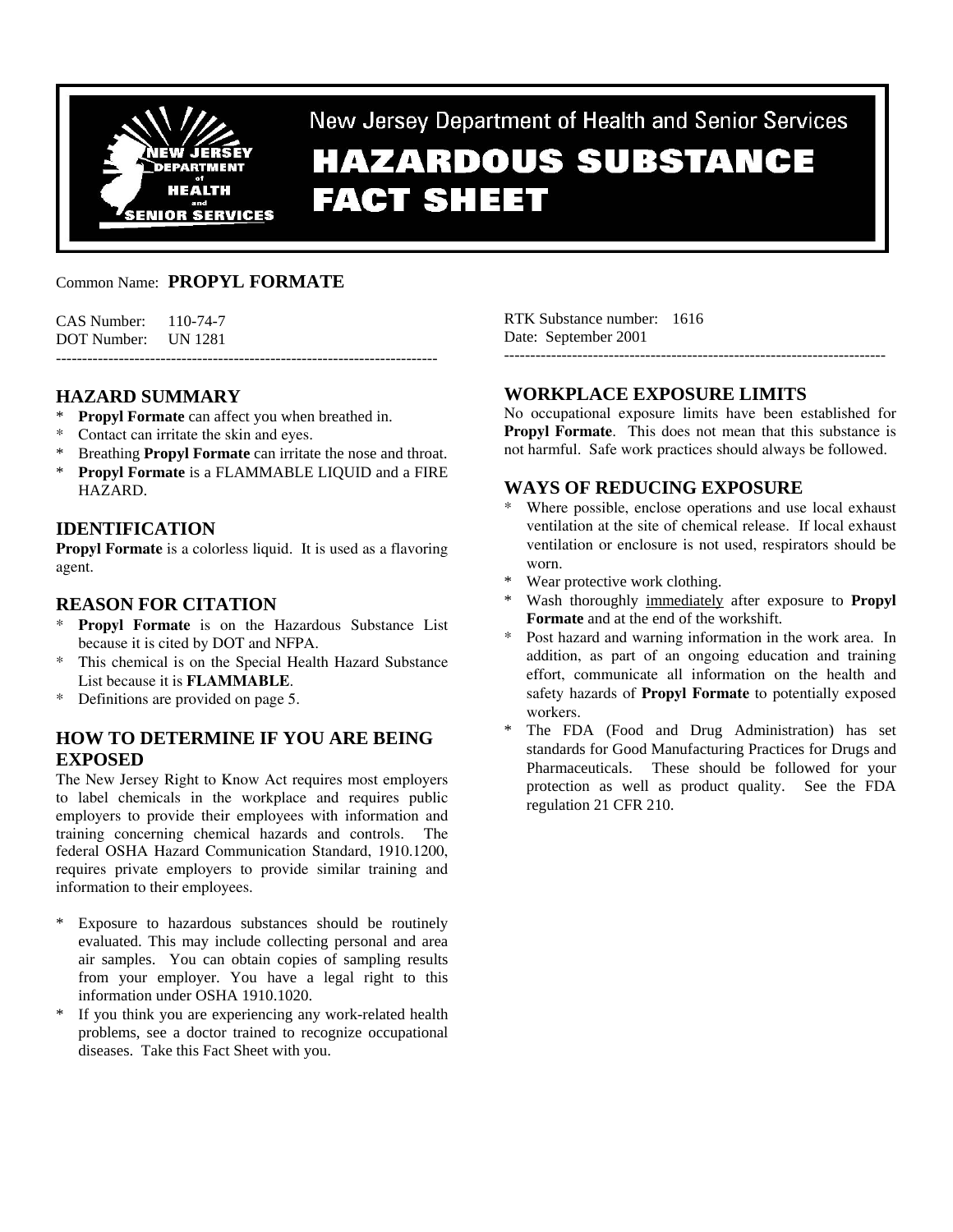New Jersey Department of Health and Senior Services

# HAZARDOUS SUBSTANCE FACT SHEET

Common Name: **PROPYL FORMATE**

CAS Number: 110-74-7
DOT Number: UN 1281

RTK Substance number: 1616
Date: September 2001

---

## HAZARD SUMMARY

* **Propyl Formate** can affect you when breathed in.
* Contact can irritate the skin and eyes.
* Breathing **Propyl Formate** can irritate the nose and throat.
* **Propyl Formate** is a FLAMMABLE LIQUID and a FIRE HAZARD.

## IDENTIFICATION

**Propyl Formate** is a colorless liquid. It is used as a flavoring agent.

## REASON FOR CITATION

* **Propyl Formate** is on the Hazardous Substance List because it is cited by DOT and NFPA.
* This chemical is on the Special Health Hazard Substance List because it is **FLAMMABLE**.
* Definitions are provided on page 5.

## HOW TO DETERMINE IF YOU ARE BEING EXPOSED

The New Jersey Right to Know Act requires most employers to label chemicals in the workplace and requires public employers to provide their employees with information and training concerning chemical hazards and controls. The federal OSHA Hazard Communication Standard, 1910.1200, requires private employers to provide similar training and information to their employees.

* Exposure to hazardous substances should be routinely evaluated. This may include collecting personal and area air samples. You can obtain copies of sampling results from your employer. You have a legal right to this information under OSHA 1910.1020.
* If you think you are experiencing any work-related health problems, see a doctor trained to recognize occupational diseases. Take this Fact Sheet with you.

## WORKPLACE EXPOSURE LIMITS

No occupational exposure limits have been established for **Propyl Formate**. This does not mean that this substance is not harmful. Safe work practices should always be followed.

## WAYS OF REDUCING EXPOSURE

* Where possible, enclose operations and use local exhaust ventilation at the site of chemical release. If local exhaust ventilation or enclosure is not used, respirators should be worn.
* Wear protective work clothing.
* Wash thoroughly immediately after exposure to **Propyl Formate** and at the end of the workshift.
* Post hazard and warning information in the work area. In addition, as part of an ongoing education and training effort, communicate all information on the health and safety hazards of **Propyl Formate** to potentially exposed workers.
* The FDA (Food and Drug Administration) has set standards for Good Manufacturing Practices for Drugs and Pharmaceuticals. These should be followed for your protection as well as product quality. See the FDA regulation 21 CFR 210.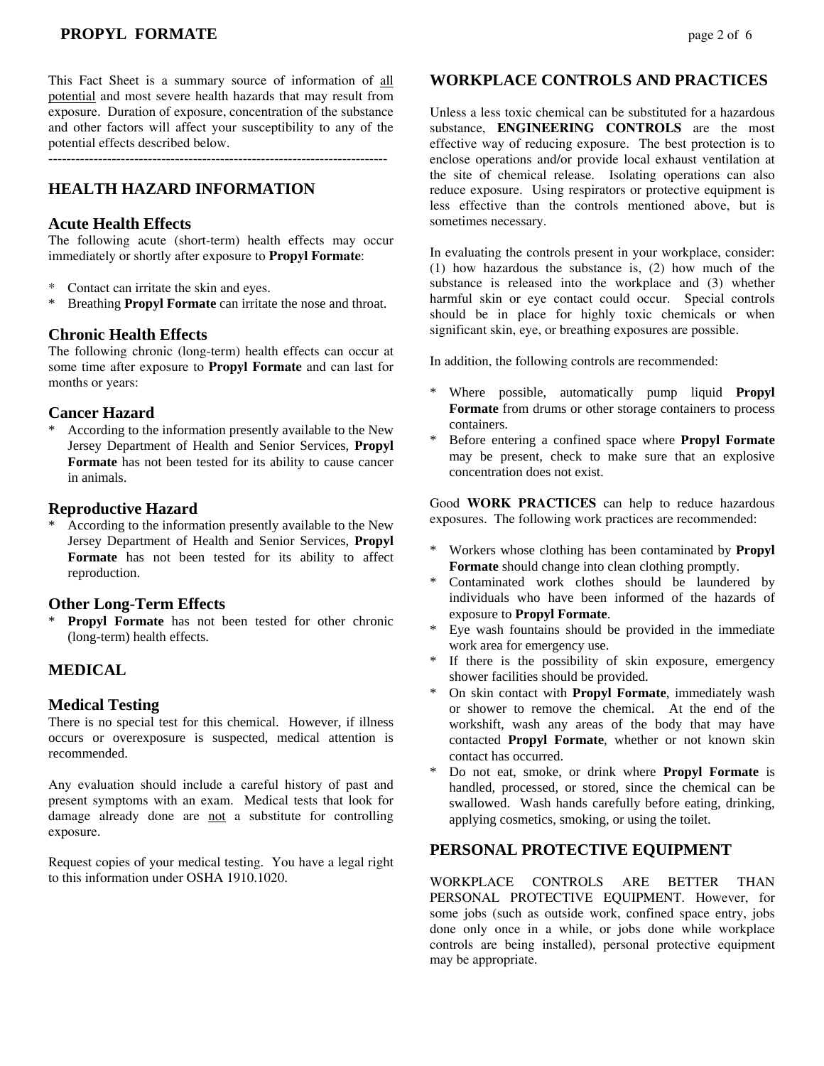This Fact Sheet is a summary source of information of all potential and most severe health hazards that may result from exposure. Duration of exposure, concentration of the substance and other factors will affect your susceptibility to any of the potential effects described below.

---

## HEALTH HAZARD INFORMATION

### Acute Health Effects

The following acute (short-term) health effects may occur immediately or shortly after exposure to **Propyl Formate**:

* Contact can irritate the skin and eyes.
* Breathing **Propyl Formate** can irritate the nose and throat.

### Chronic Health Effects

The following chronic (long-term) health effects can occur at some time after exposure to **Propyl Formate** and can last for months or years:

### Cancer Hazard

* According to the information presently available to the New Jersey Department of Health and Senior Services, **Propyl Formate** has not been tested for its ability to cause cancer in animals.

### Reproductive Hazard

* According to the information presently available to the New Jersey Department of Health and Senior Services, **Propyl Formate** has not been tested for its ability to affect reproduction.

### Other Long-Term Effects

* **Propyl Formate** has not been tested for other chronic (long-term) health effects.

## MEDICAL

### Medical Testing

There is no special test for this chemical. However, if illness occurs or overexposure is suspected, medical attention is recommended.

Any evaluation should include a careful history of past and present symptoms with an exam. Medical tests that look for damage already done are not a substitute for controlling exposure.

Request copies of your medical testing. You have a legal right to this information under OSHA 1910.1020.

## WORKPLACE CONTROLS AND PRACTICES

Unless a less toxic chemical can be substituted for a hazardous substance, **ENGINEERING CONTROLS** are the most effective way of reducing exposure. The best protection is to enclose operations and/or provide local exhaust ventilation at the site of chemical release. Isolating operations can also reduce exposure. Using respirators or protective equipment is less effective than the controls mentioned above, but is sometimes necessary.

In evaluating the controls present in your workplace, consider: (1) how hazardous the substance is, (2) how much of the substance is released into the workplace and (3) whether harmful skin or eye contact could occur. Special controls should be in place for highly toxic chemicals or when significant skin, eye, or breathing exposures are possible.

In addition, the following controls are recommended:

* Where possible, automatically pump liquid **Propyl Formate** from drums or other storage containers to process containers.
* Before entering a confined space where **Propyl Formate** may be present, check to make sure that an explosive concentration does not exist.

Good **WORK PRACTICES** can help to reduce hazardous exposures. The following work practices are recommended:

* Workers whose clothing has been contaminated by **Propyl Formate** should change into clean clothing promptly.
* Contaminated work clothes should be laundered by individuals who have been informed of the hazards of exposure to **Propyl Formate**.
* Eye wash fountains should be provided in the immediate work area for emergency use.
* If there is the possibility of skin exposure, emergency shower facilities should be provided.
* On skin contact with **Propyl Formate**, immediately wash or shower to remove the chemical. At the end of the workshift, wash any areas of the body that may have contacted **Propyl Formate**, whether or not known skin contact has occurred.
* Do not eat, smoke, or drink where **Propyl Formate** is handled, processed, or stored, since the chemical can be swallowed. Wash hands carefully before eating, drinking, applying cosmetics, smoking, or using the toilet.

## PERSONAL PROTECTIVE EQUIPMENT

WORKPLACE CONTROLS ARE BETTER THAN PERSONAL PROTECTIVE EQUIPMENT. However, for some jobs (such as outside work, confined space entry, jobs done only once in a while, or jobs done while workplace controls are being installed), personal protective equipment may be appropriate.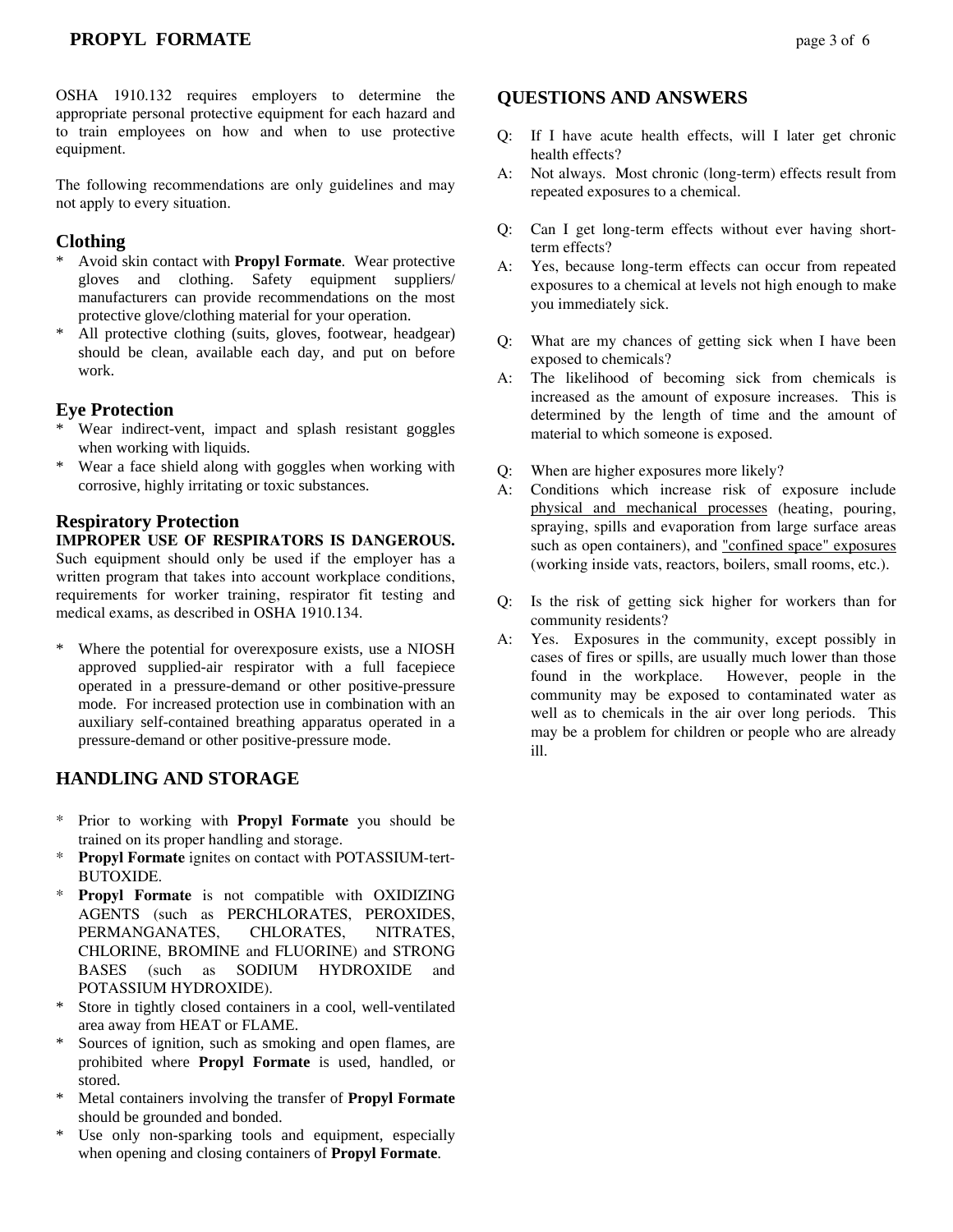OSHA 1910.132 requires employers to determine the appropriate personal protective equipment for each hazard and to train employees on how and when to use protective equipment.

The following recommendations are only guidelines and may not apply to every situation.

### Clothing

* Avoid skin contact with **Propyl Formate**. Wear protective gloves and clothing. Safety equipment suppliers/ manufacturers can provide recommendations on the most protective glove/clothing material for your operation.
* All protective clothing (suits, gloves, footwear, headgear) should be clean, available each day, and put on before work.

### Eye Protection

* Wear indirect-vent, impact and splash resistant goggles when working with liquids.
* Wear a face shield along with goggles when working with corrosive, highly irritating or toxic substances.

### Respiratory Protection

**IMPROPER USE OF RESPIRATORS IS DANGEROUS.** Such equipment should only be used if the employer has a written program that takes into account workplace conditions, requirements for worker training, respirator fit testing and medical exams, as described in OSHA 1910.134.

* Where the potential for overexposure exists, use a NIOSH approved supplied-air respirator with a full facepiece operated in a pressure-demand or other positive-pressure mode. For increased protection use in combination with an auxiliary self-contained breathing apparatus operated in a pressure-demand or other positive-pressure mode.

## HANDLING AND STORAGE

* Prior to working with **Propyl Formate** you should be trained on its proper handling and storage.
* **Propyl Formate** ignites on contact with POTASSIUM-tert-BUTOXIDE.
* **Propyl Formate** is not compatible with OXIDIZING AGENTS (such as PERCHLORATES, PEROXIDES, PERMANGANATES, CHLORATES, NITRATES, CHLORINE, BROMINE and FLUORINE) and STRONG BASES (such as SODIUM HYDROXIDE and POTASSIUM HYDROXIDE).
* Store in tightly closed containers in a cool, well-ventilated area away from HEAT or FLAME.
* Sources of ignition, such as smoking and open flames, are prohibited where **Propyl Formate** is used, handled, or stored.
* Metal containers involving the transfer of **Propyl Formate** should be grounded and bonded.
* Use only non-sparking tools and equipment, especially when opening and closing containers of **Propyl Formate**.

## QUESTIONS AND ANSWERS

Q: If I have acute health effects, will I later get chronic health effects?
A: Not always. Most chronic (long-term) effects result from repeated exposures to a chemical.

Q: Can I get long-term effects without ever having short-term effects?
A: Yes, because long-term effects can occur from repeated exposures to a chemical at levels not high enough to make you immediately sick.

Q: What are my chances of getting sick when I have been exposed to chemicals?
A: The likelihood of becoming sick from chemicals is increased as the amount of exposure increases. This is determined by the length of time and the amount of material to which someone is exposed.

Q: When are higher exposures more likely?
A: Conditions which increase risk of exposure include physical and mechanical processes (heating, pouring, spraying, spills and evaporation from large surface areas such as open containers), and "confined space" exposures (working inside vats, reactors, boilers, small rooms, etc.).

Q: Is the risk of getting sick higher for workers than for community residents?
A: Yes. Exposures in the community, except possibly in cases of fires or spills, are usually much lower than those found in the workplace. However, people in the community may be exposed to contaminated water as well as to chemicals in the air over long periods. This may be a problem for children or people who are already ill.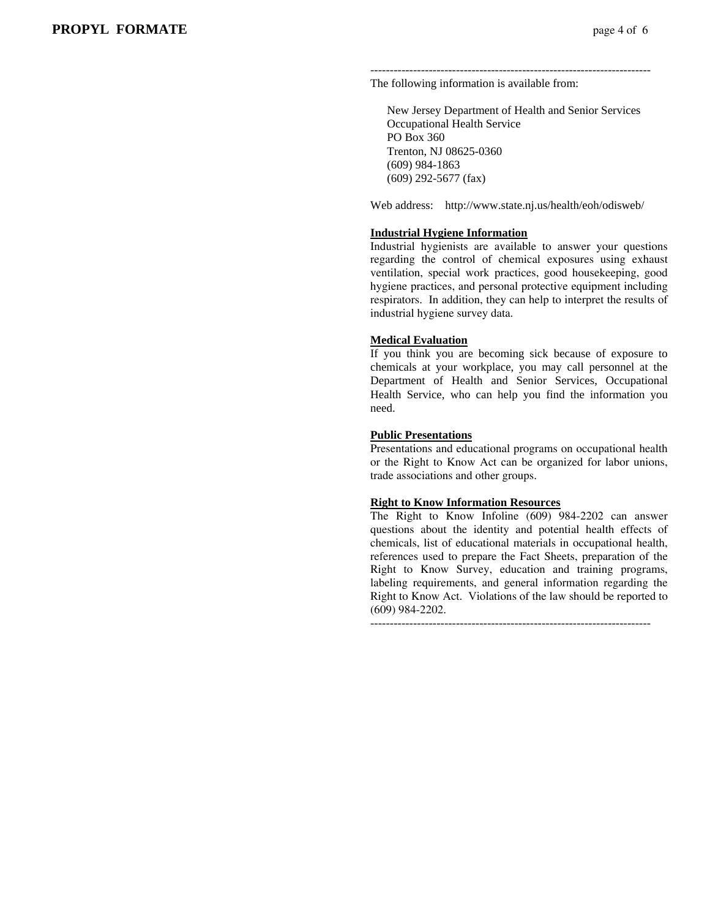------------------------------------------------------------------------

The following information is available from:

New Jersey Department of Health and Senior Services
Occupational Health Service
PO Box 360
Trenton, NJ 08625-0360
(609) 984-1863
(609) 292-5677 (fax)

Web address: http://www.state.nj.us/health/eoh/odisweb/

**Industrial Hygiene Information**

Industrial hygienists are available to answer your questions regarding the control of chemical exposures using exhaust ventilation, special work practices, good housekeeping, good hygiene practices, and personal protective equipment including respirators. In addition, they can help to interpret the results of industrial hygiene survey data.

**Medical Evaluation**

If you think you are becoming sick because of exposure to chemicals at your workplace, you may call personnel at the Department of Health and Senior Services, Occupational Health Service, who can help you find the information you need.

**Public Presentations**

Presentations and educational programs on occupational health or the Right to Know Act can be organized for labor unions, trade associations and other groups.

**Right to Know Information Resources**

The Right to Know Infoline (609) 984-2202 can answer questions about the identity and potential health effects of chemicals, list of educational materials in occupational health, references used to prepare the Fact Sheets, preparation of the Right to Know Survey, education and training programs, labeling requirements, and general information regarding the Right to Know Act. Violations of the law should be reported to (609) 984-2202.

------------------------------------------------------------------------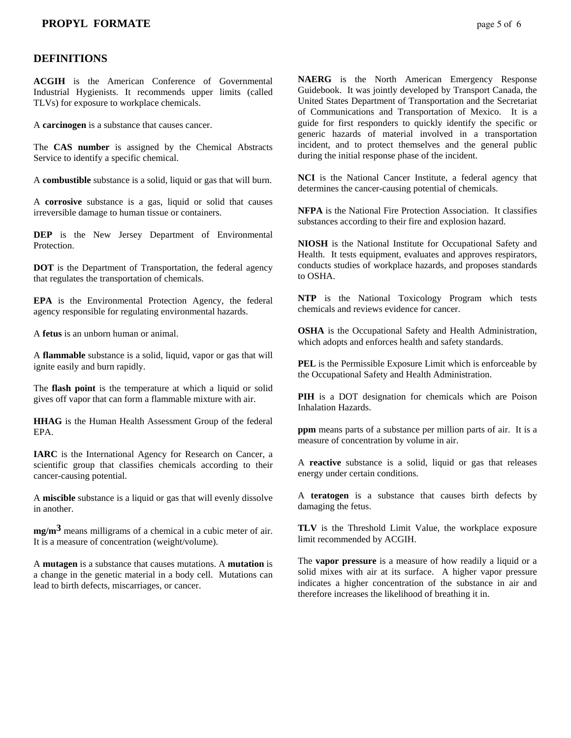## DEFINITIONS

**ACGIH** is the American Conference of Governmental Industrial Hygienists. It recommends upper limits (called TLVs) for exposure to workplace chemicals.

A **carcinogen** is a substance that causes cancer.

The **CAS number** is assigned by the Chemical Abstracts Service to identify a specific chemical.

A **combustible** substance is a solid, liquid or gas that will burn.

A **corrosive** substance is a gas, liquid or solid that causes irreversible damage to human tissue or containers.

**DEP** is the New Jersey Department of Environmental Protection.

**DOT** is the Department of Transportation, the federal agency that regulates the transportation of chemicals.

**EPA** is the Environmental Protection Agency, the federal agency responsible for regulating environmental hazards.

A **fetus** is an unborn human or animal.

A **flammable** substance is a solid, liquid, vapor or gas that will ignite easily and burn rapidly.

The **flash point** is the temperature at which a liquid or solid gives off vapor that can form a flammable mixture with air.

**HHAG** is the Human Health Assessment Group of the federal EPA.

**IARC** is the International Agency for Research on Cancer, a scientific group that classifies chemicals according to their cancer-causing potential.

A **miscible** substance is a liquid or gas that will evenly dissolve in another.

**mg/m$^3$** means milligrams of a chemical in a cubic meter of air. It is a measure of concentration (weight/volume).

A **mutagen** is a substance that causes mutations. A **mutation** is a change in the genetic material in a body cell. Mutations can lead to birth defects, miscarriages, or cancer.

**NAERG** is the North American Emergency Response Guidebook. It was jointly developed by Transport Canada, the United States Department of Transportation and the Secretariat of Communications and Transportation of Mexico. It is a guide for first responders to quickly identify the specific or generic hazards of material involved in a transportation incident, and to protect themselves and the general public during the initial response phase of the incident.

**NCI** is the National Cancer Institute, a federal agency that determines the cancer-causing potential of chemicals.

**NFPA** is the National Fire Protection Association. It classifies substances according to their fire and explosion hazard.

**NIOSH** is the National Institute for Occupational Safety and Health. It tests equipment, evaluates and approves respirators, conducts studies of workplace hazards, and proposes standards to OSHA.

**NTP** is the National Toxicology Program which tests chemicals and reviews evidence for cancer.

**OSHA** is the Occupational Safety and Health Administration, which adopts and enforces health and safety standards.

**PEL** is the Permissible Exposure Limit which is enforceable by the Occupational Safety and Health Administration.

**PIH** is a DOT designation for chemicals which are Poison Inhalation Hazards.

**ppm** means parts of a substance per million parts of air. It is a measure of concentration by volume in air.

A **reactive** substance is a solid, liquid or gas that releases energy under certain conditions.

A **teratogen** is a substance that causes birth defects by damaging the fetus.

**TLV** is the Threshold Limit Value, the workplace exposure limit recommended by ACGIH.

The **vapor pressure** is a measure of how readily a liquid or a solid mixes with air at its surface. A higher vapor pressure indicates a higher concentration of the substance in air and therefore increases the likelihood of breathing it in.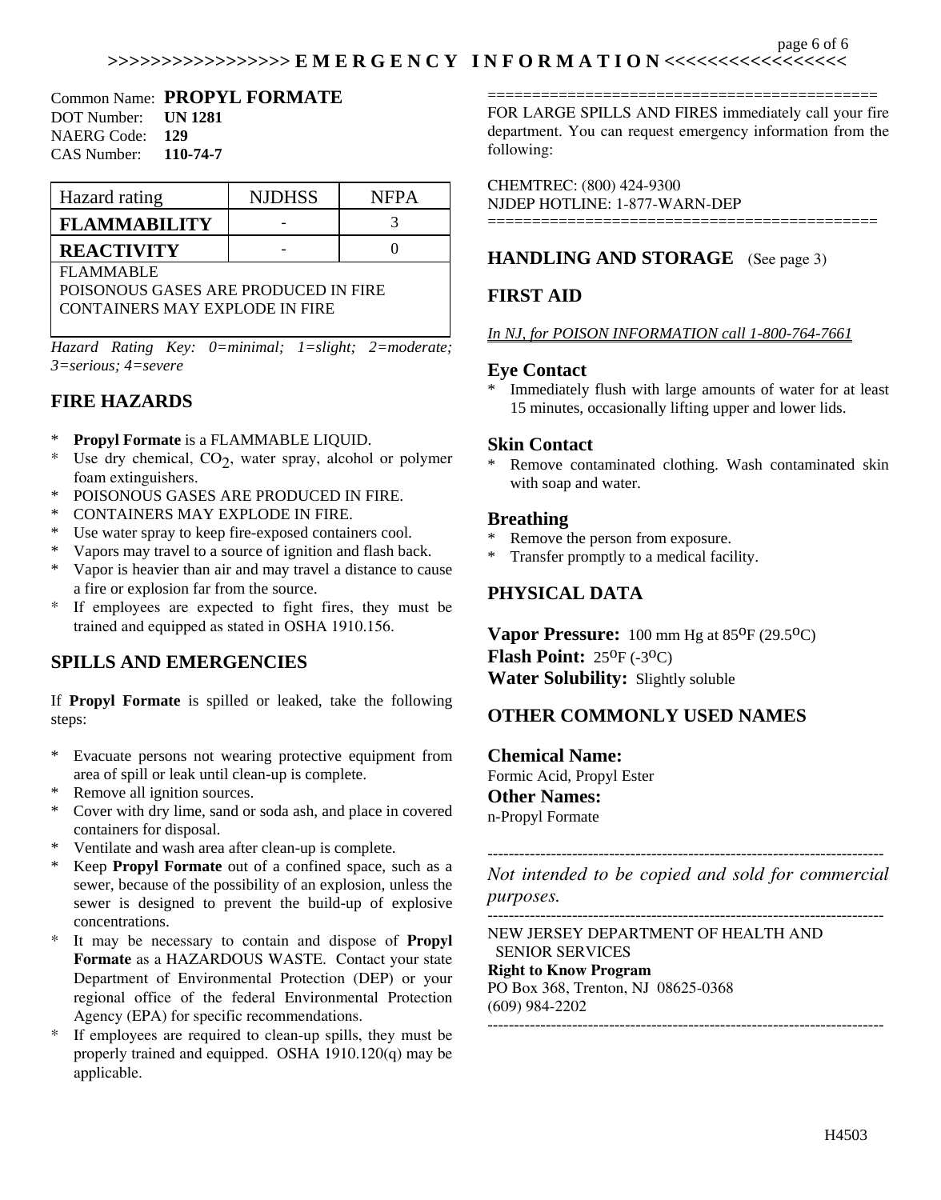# >>>>>>>>>>>>>>>> E M E R G E N C Y   I N F O R M A T I O N <<<<<<<<<<<<<<<<

Common Name: **PROPYL FORMATE**
DOT Number: **UN 1281**
NAERG Code: **129**
CAS Number: **110-74-7**

| Hazard rating | NJDHSS | NFPA |
|---|---|---|
| **FLAMMABILITY** | - | 3 |
| **REACTIVITY** | - | 0 |
| FLAMMABLE<br>POISONOUS GASES ARE PRODUCED IN FIRE<br>CONTAINERS MAY EXPLODE IN FIRE | | |

*Hazard Rating Key: 0=minimal; 1=slight; 2=moderate; 3=serious; 4=severe*

## FIRE HAZARDS

* **Propyl Formate** is a FLAMMABLE LIQUID.
* Use dry chemical, $CO_2$, water spray, alcohol or polymer foam extinguishers.
* POISONOUS GASES ARE PRODUCED IN FIRE.
* CONTAINERS MAY EXPLODE IN FIRE.
* Use water spray to keep fire-exposed containers cool.
* Vapors may travel to a source of ignition and flash back.
* Vapor is heavier than air and may travel a distance to cause a fire or explosion far from the source.
* If employees are expected to fight fires, they must be trained and equipped as stated in OSHA 1910.156.

## SPILLS AND EMERGENCIES

If **Propyl Formate** is spilled or leaked, take the following steps:

* Evacuate persons not wearing protective equipment from area of spill or leak until clean-up is complete.
* Remove all ignition sources.
* Cover with dry lime, sand or soda ash, and place in covered containers for disposal.
* Ventilate and wash area after clean-up is complete.
* Keep **Propyl Formate** out of a confined space, such as a sewer, because of the possibility of an explosion, unless the sewer is designed to prevent the build-up of explosive concentrations.
* It may be necessary to contain and dispose of **Propyl Formate** as a HAZARDOUS WASTE. Contact your state Department of Environmental Protection (DEP) or your regional office of the federal Environmental Protection Agency (EPA) for specific recommendations.
* If employees are required to clean-up spills, they must be properly trained and equipped. OSHA 1910.120(q) may be applicable.

===========================================

FOR LARGE SPILLS AND FIRES immediately call your fire department. You can request emergency information from the following:

CHEMTREC: (800) 424-9300
NJDEP HOTLINE: 1-877-WARN-DEP

===========================================

## HANDLING AND STORAGE (See page 3)

## FIRST AID

*In NJ, for POISON INFORMATION call 1-800-764-7661*

### Eye Contact

* Immediately flush with large amounts of water for at least 15 minutes, occasionally lifting upper and lower lids.

### Skin Contact

* Remove contaminated clothing. Wash contaminated skin with soap and water.

### Breathing

* Remove the person from exposure.
* Transfer promptly to a medical facility.

## PHYSICAL DATA

**Vapor Pressure:** 100 mm Hg at 85°F (29.5°C)
**Flash Point:** 25°F (-3°C)
**Water Solubility:** Slightly soluble

## OTHER COMMONLY USED NAMES

**Chemical Name:**
Formic Acid, Propyl Ester

**Other Names:**
n-Propyl Formate

---

*Not intended to be copied and sold for commercial purposes.*

---

NEW JERSEY DEPARTMENT OF HEALTH AND SENIOR SERVICES
**Right to Know Program**
PO Box 368, Trenton, NJ 08625-0368
(609) 984-2202

---

H4503